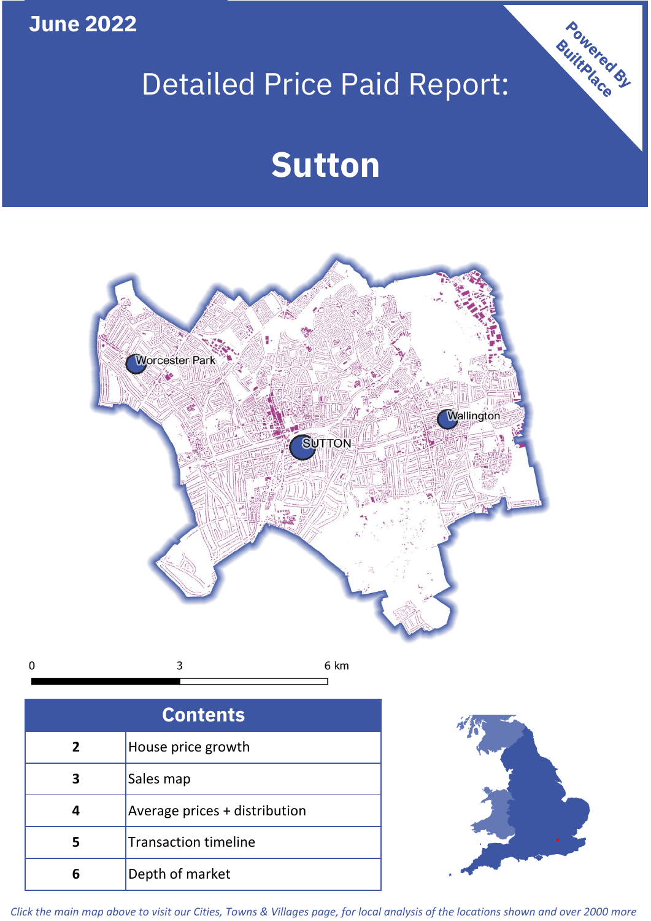June 2022

# Detailed Price Paid Report:

# Sutton

Powered By BuiltPlace

Worcester Park

SUTTON

Wallington

0 3 6 km

| Contents | |
|---|---|
| 2 | House price growth |
| 3 | Sales map |
| 4 | Average prices + distribution |
| 5 | Transaction timeline |
| 6 | Depth of market |

*Click the main map above to visit our Cities, Towns & Villages page, for local analysis of the locations shown and over 2000 more*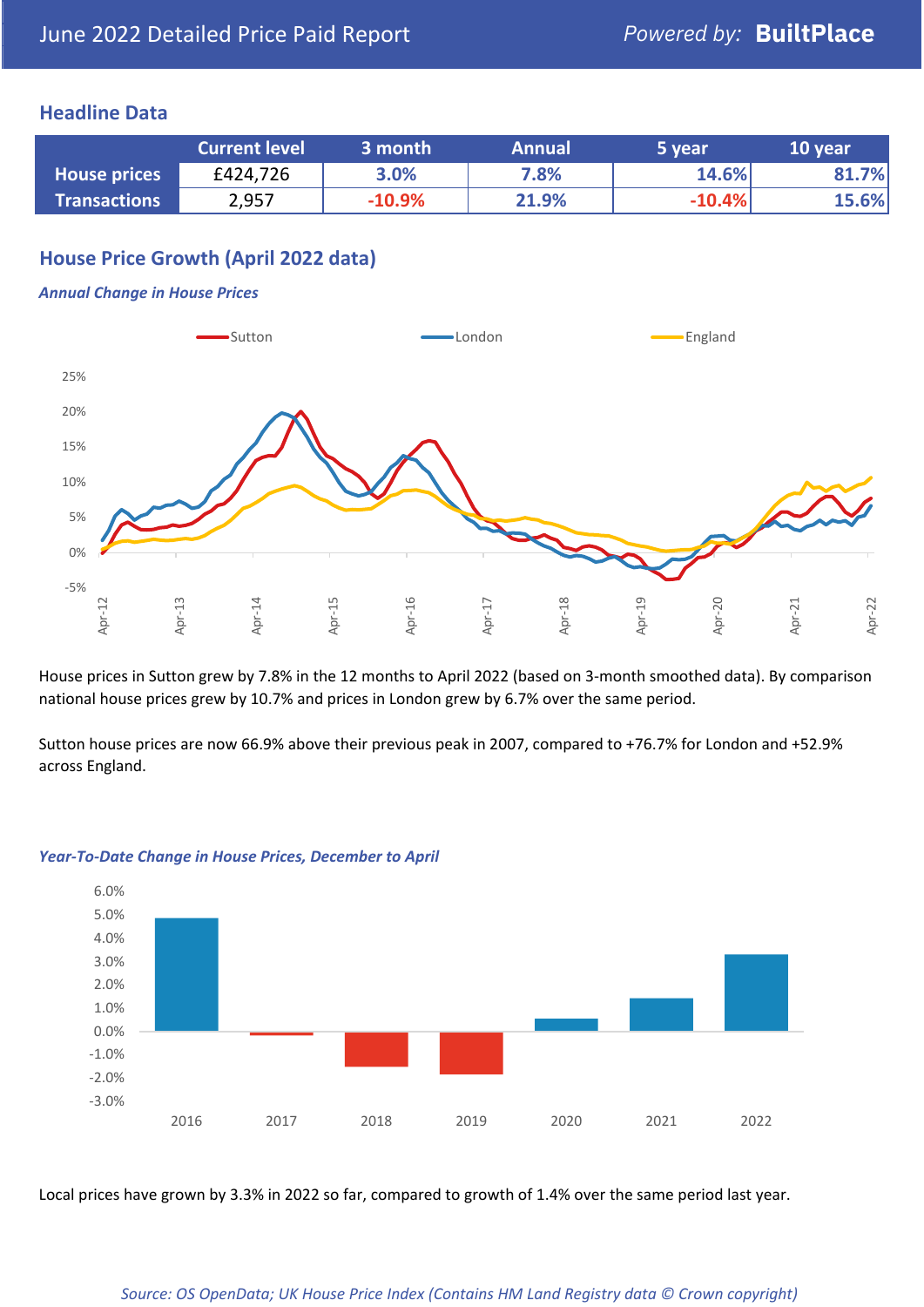June 2022 Detailed Price Paid Report

Powered by: **BuiltPlace**

## Headline Data

| | Current level | 3 month | Annual | 5 year | 10 year |
|---|---|---|---|---|---|
| **House prices** | £424,726 | 3.0% | 7.8% | 14.6% | 81.7% |
| **Transactions** | 2,957 | -10.9% | 21.9% | -10.4% | 15.6% |

## House Price Growth (April 2022 data)

***Annual Change in House Prices***

House prices in Sutton grew by 7.8% in the 12 months to April 2022 (based on 3-month smoothed data). By comparison national house prices grew by 10.7% and prices in London grew by 6.7% over the same period.

Sutton house prices are now 66.9% above their previous peak in 2007, compared to +76.7% for London and +52.9% across England.

***Year-To-Date Change in House Prices, December to April***

Local prices have grown by 3.3% in 2022 so far, compared to growth of 1.4% over the same period last year.

*Source: OS OpenData; UK House Price Index (Contains HM Land Registry data © Crown copyright)*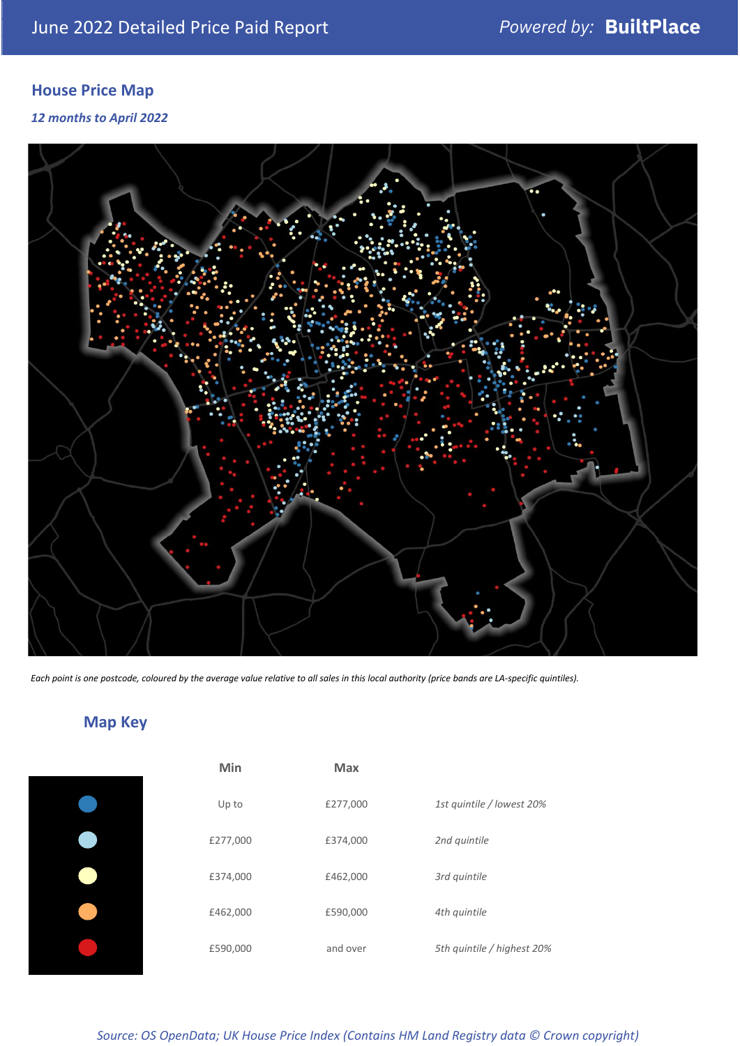## House Price Map

*12 months to April 2022*

*Each point is one postcode, coloured by the average value relative to all sales in this local authority (price bands are LA-specific quintiles).*

## Map Key

| | Min | Max | |
|---|---|---|---|
| | Up to | £277,000 | *1st quintile / lowest 20%* |
| | £277,000 | £374,000 | *2nd quintile* |
| | £374,000 | £462,000 | *3rd quintile* |
| | £462,000 | £590,000 | *4th quintile* |
| | £590,000 | and over | *5th quintile / highest 20%* |

*Source: OS OpenData; UK House Price Index (Contains HM Land Registry data © Crown copyright)*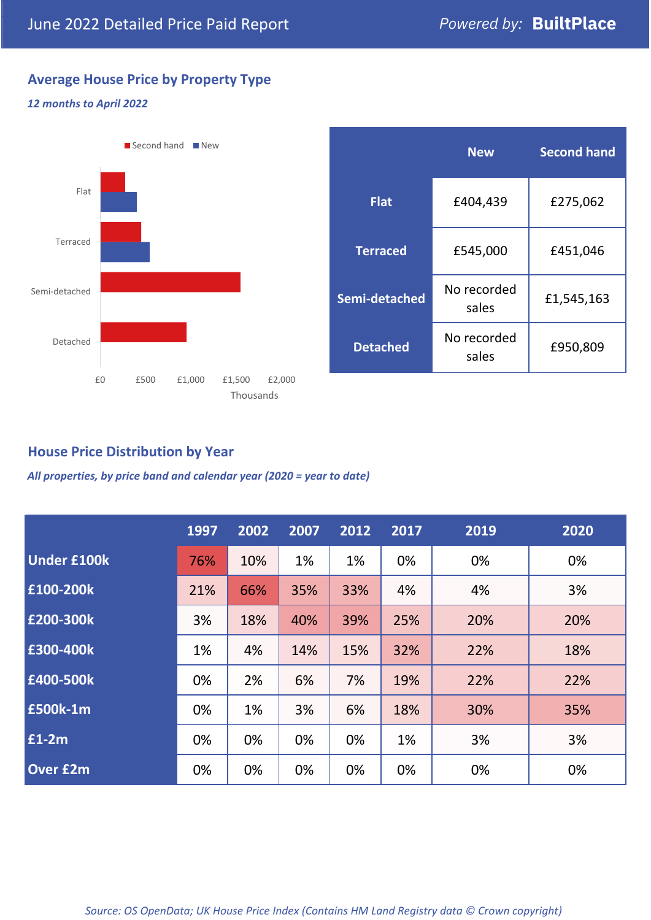June 2022 Detailed Price Paid Report

Powered by: **BuiltPlace**

## Average House Price by Property Type

*12 months to April 2022*

|  | New | Second hand |
|---|---|---|
| **Flat** | £404,439 | £275,062 |
| **Terraced** | £545,000 | £451,046 |
| **Semi-detached** | No recorded sales | £1,545,163 |
| **Detached** | No recorded sales | £950,809 |

## House Price Distribution by Year

*All properties, by price band and calendar year (2020 = year to date)*

|  | 1997 | 2002 | 2007 | 2012 | 2017 | 2019 | 2020 |
|---|---|---|---|---|---|---|---|
| **Under £100k** | 76% | 10% | 1% | 1% | 0% | 0% | 0% |
| **£100-200k** | 21% | 66% | 35% | 33% | 4% | 4% | 3% |
| **£200-300k** | 3% | 18% | 40% | 39% | 25% | 20% | 20% |
| **£300-400k** | 1% | 4% | 14% | 15% | 32% | 22% | 18% |
| **£400-500k** | 0% | 2% | 6% | 7% | 19% | 22% | 22% |
| **£500k-1m** | 0% | 1% | 3% | 6% | 18% | 30% | 35% |
| **£1-2m** | 0% | 0% | 0% | 0% | 1% | 3% | 3% |
| **Over £2m** | 0% | 0% | 0% | 0% | 0% | 0% | 0% |

*Source: OS OpenData; UK House Price Index (Contains HM Land Registry data © Crown copyright)*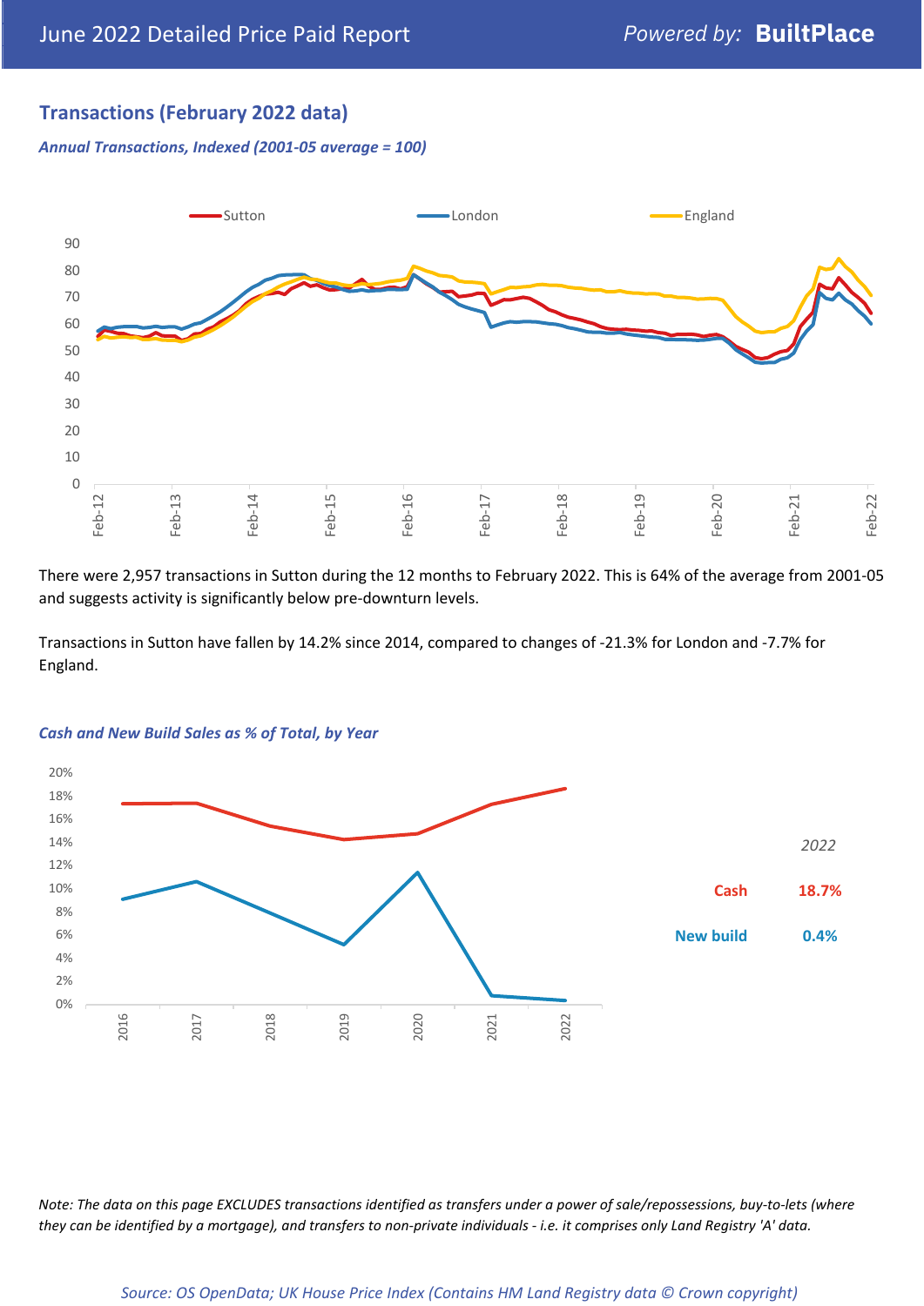## Transactions (February 2022 data)

*Annual Transactions, Indexed (2001-05 average = 100)*

There were 2,957 transactions in Sutton during the 12 months to February 2022. This is 64% of the average from 2001-05 and suggests activity is significantly below pre-downturn levels.

Transactions in Sutton have fallen by 14.2% since 2014, compared to changes of -21.3% for London and -7.7% for England.

*Cash and New Build Sales as % of Total, by Year*

| 2022 | |
|---|---|
| Cash | 18.7% |
| New build | 0.4% |

*Note: The data on this page EXCLUDES transactions identified as transfers under a power of sale/repossessions, buy-to-lets (where they can be identified by a mortgage), and transfers to non-private individuals - i.e. it comprises only Land Registry 'A' data.*

*Source: OS OpenData; UK House Price Index (Contains HM Land Registry data © Crown copyright)*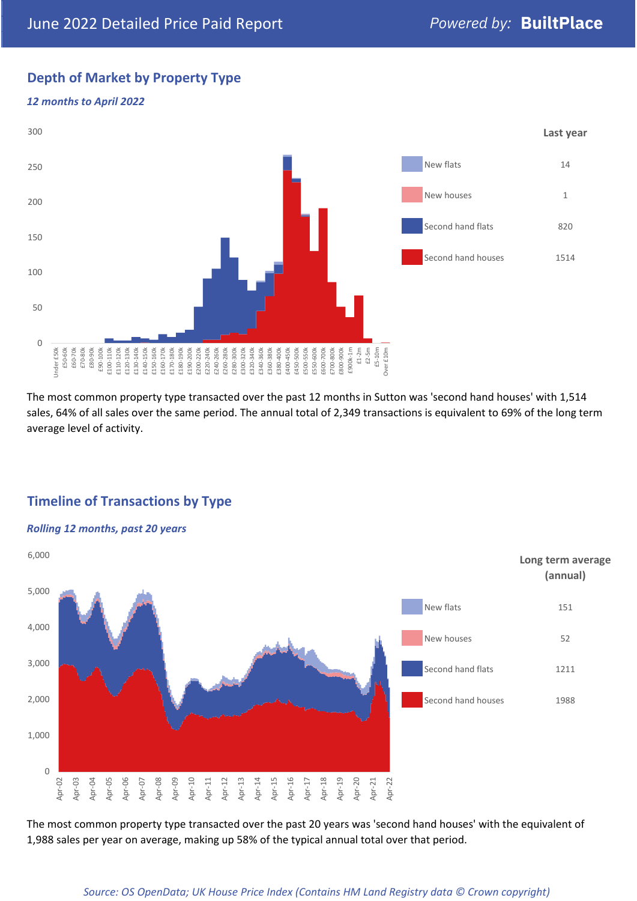June 2022 Detailed Price Paid Report

Powered by: **BuiltPlace**

## Depth of Market by Property Type

*12 months to April 2022*

300
250
200
150
100
50
0

Under £50k, £50-60k, £60-70k, £70-80k, £80-90k, £90-100k, £100-110k, £110-120k, £120-130k, £130-140k, £140-150k, £150-160k, £160-170k, £170-180k, £180-190k, £190-200k, £200-220k, £220-240k, £240-260k, £260-280k, £280-300k, £300-320k, £320-340k, £340-360k, £360-380k, £380-400k, £400-450k, £450-500k, £500-550k, £550-600k, £600-700k, £700-800k, £800-900k, £900k-1m, £1-2m, £2-5m, £5-10m, Over £10m

**Last year**

New flats 14
New houses 1
Second hand flats 820
Second hand houses 1514

The most common property type transacted over the past 12 months in Sutton was 'second hand houses' with 1,514 sales, 64% of all sales over the same period. The annual total of 2,349 transactions is equivalent to 69% of the long term average level of activity.

## Timeline of Transactions by Type

*Rolling 12 months, past 20 years*

6,000
5,000
4,000
3,000
2,000
1,000
0

Apr-02, Apr-03, Apr-04, Apr-05, Apr-06, Apr-07, Apr-08, Apr-09, Apr-10, Apr-11, Apr-12, Apr-13, Apr-14, Apr-15, Apr-16, Apr-17, Apr-18, Apr-19, Apr-20, Apr-21, Apr-22

**Long term average (annual)**

New flats 151
New houses 52
Second hand flats 1211
Second hand houses 1988

The most common property type transacted over the past 20 years was 'second hand houses' with the equivalent of 1,988 sales per year on average, making up 58% of the typical annual total over that period.

*Source: OS OpenData; UK House Price Index (Contains HM Land Registry data © Crown copyright)*